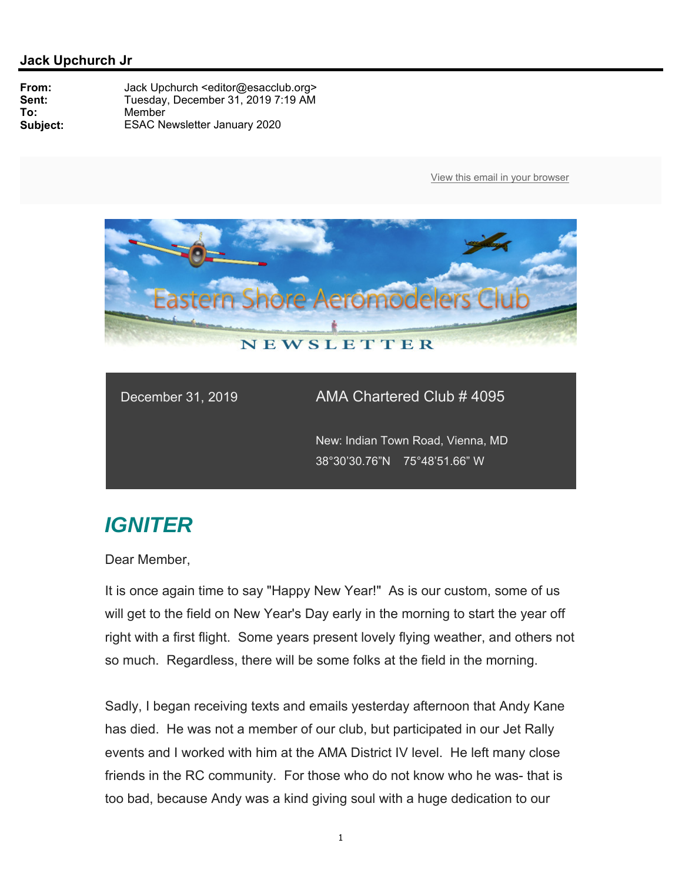**Jack Upchurch Jr**

**From:** Jack Upchurch <editor@esacclub.org>
**Sent:** Tuesday, December 31, 2019 7:19 AM
**To:** Member
**Subject:** ESAC Newsletter January 2020

View this email in your browser

Eastern Shore Aeromodelers Club

NEWSLETTER

December 31, 2019

AMA Chartered Club # 4095

New: Indian Town Road, Vienna, MD
38°30'30.76"N 75°48'51.66" W

## *IGNITER*

Dear Member,

It is once again time to say "Happy New Year!" As is our custom, some of us will get to the field on New Year's Day early in the morning to start the year off right with a first flight. Some years present lovely flying weather, and others not so much. Regardless, there will be some folks at the field in the morning.

Sadly, I began receiving texts and emails yesterday afternoon that Andy Kane has died. He was not a member of our club, but participated in our Jet Rally events and I worked with him at the AMA District IV level. He left many close friends in the RC community. For those who do not know who he was- that is too bad, because Andy was a kind giving soul with a huge dedication to our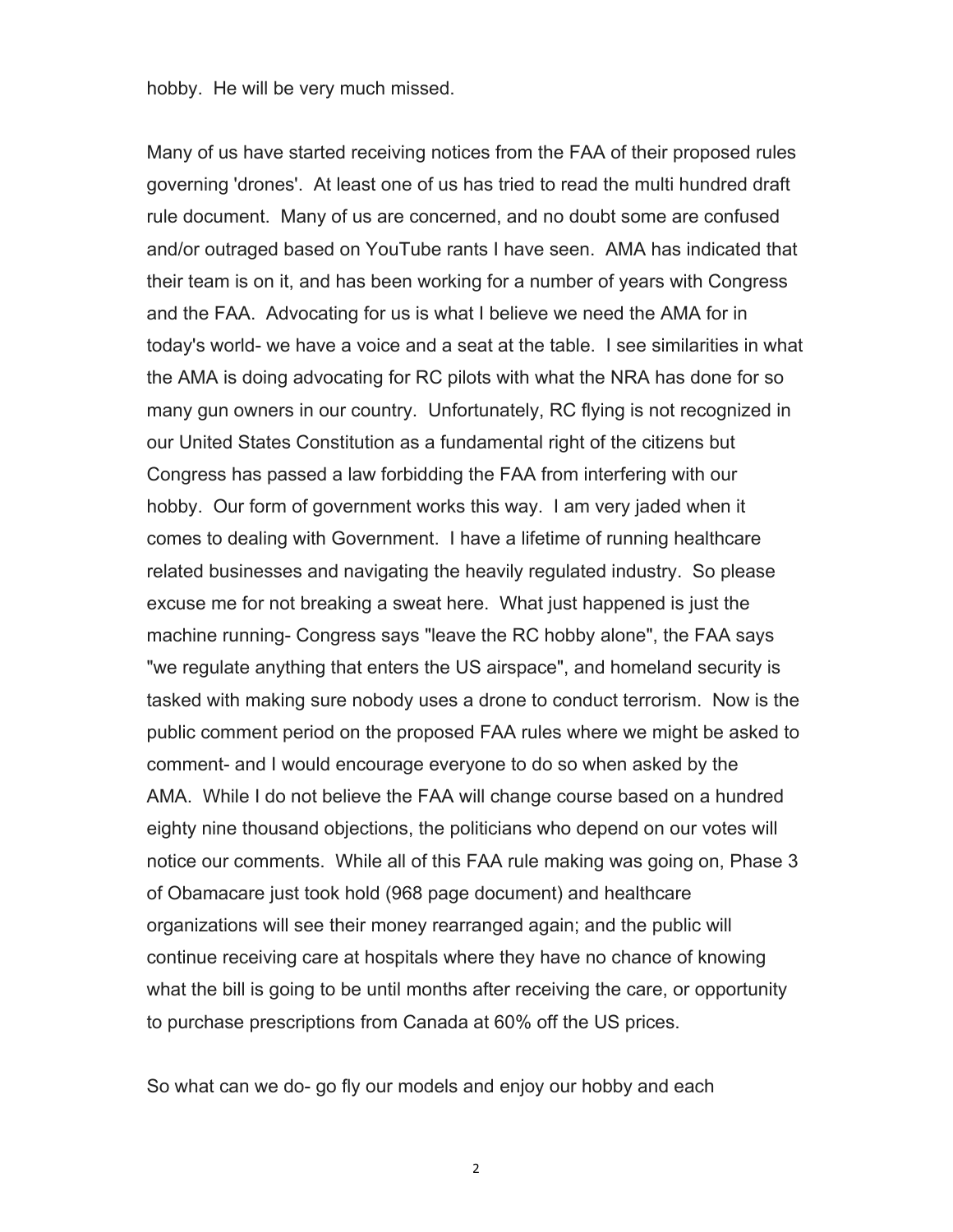hobby. He will be very much missed.

Many of us have started receiving notices from the FAA of their proposed rules governing 'drones'. At least one of us has tried to read the multi hundred draft rule document. Many of us are concerned, and no doubt some are confused and/or outraged based on YouTube rants I have seen. AMA has indicated that their team is on it, and has been working for a number of years with Congress and the FAA. Advocating for us is what I believe we need the AMA for in today's world- we have a voice and a seat at the table. I see similarities in what the AMA is doing advocating for RC pilots with what the NRA has done for so many gun owners in our country. Unfortunately, RC flying is not recognized in our United States Constitution as a fundamental right of the citizens but Congress has passed a law forbidding the FAA from interfering with our hobby. Our form of government works this way. I am very jaded when it comes to dealing with Government. I have a lifetime of running healthcare related businesses and navigating the heavily regulated industry. So please excuse me for not breaking a sweat here. What just happened is just the machine running- Congress says "leave the RC hobby alone", the FAA says "we regulate anything that enters the US airspace", and homeland security is tasked with making sure nobody uses a drone to conduct terrorism. Now is the public comment period on the proposed FAA rules where we might be asked to comment- and I would encourage everyone to do so when asked by the AMA. While I do not believe the FAA will change course based on a hundred eighty nine thousand objections, the politicians who depend on our votes will notice our comments. While all of this FAA rule making was going on, Phase 3 of Obamacare just took hold (968 page document) and healthcare organizations will see their money rearranged again; and the public will continue receiving care at hospitals where they have no chance of knowing what the bill is going to be until months after receiving the care, or opportunity to purchase prescriptions from Canada at 60% off the US prices.

So what can we do- go fly our models and enjoy our hobby and each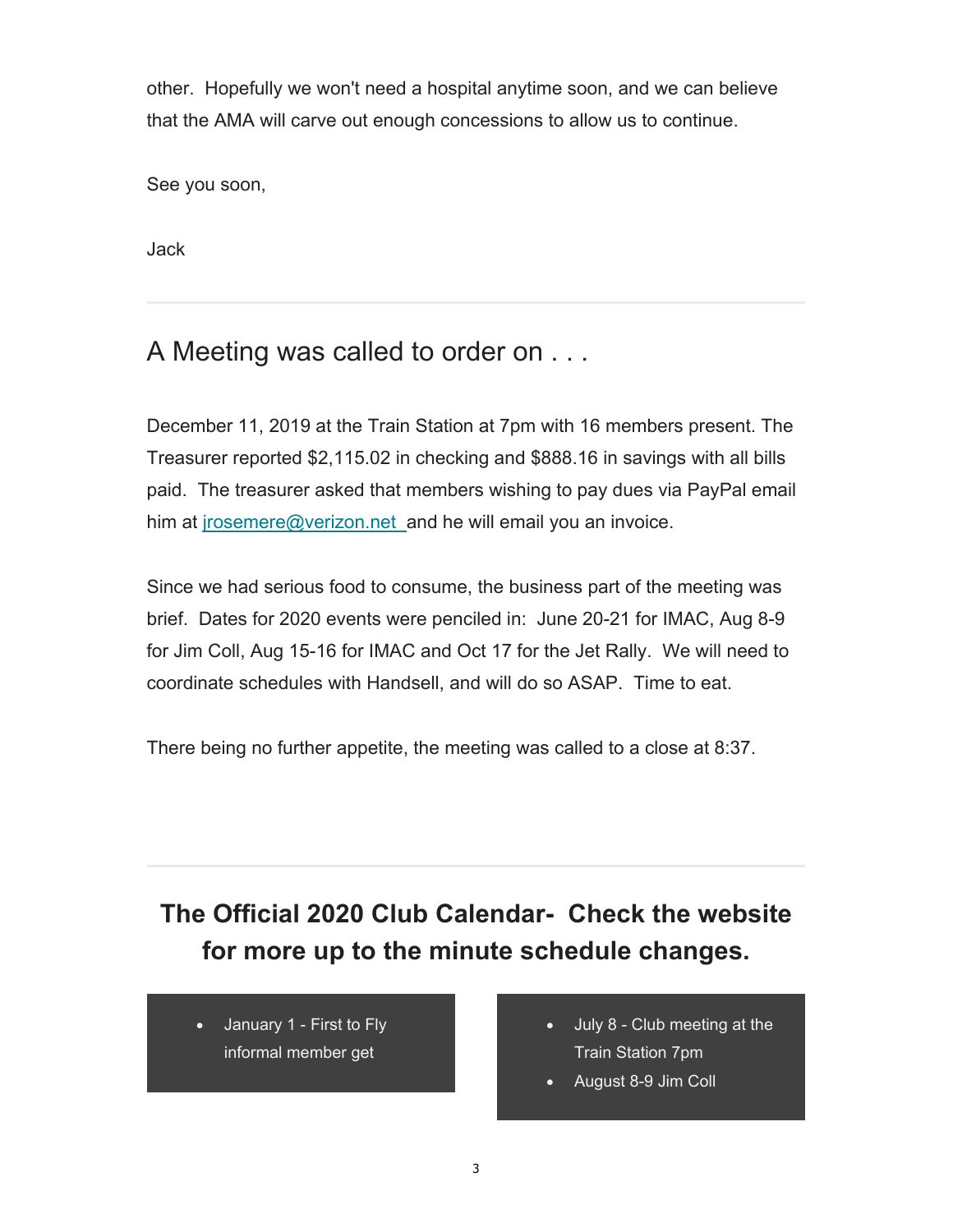other. Hopefully we won't need a hospital anytime soon, and we can believe that the AMA will carve out enough concessions to allow us to continue.

See you soon,

Jack

---

## A Meeting was called to order on . . .

December 11, 2019 at the Train Station at 7pm with 16 members present. The Treasurer reported $2,115.02 in checking and $888.16 in savings with all bills paid. The treasurer asked that members wishing to pay dues via PayPal email him at [jrosemere@verizon.net](mailto:jrosemere@verizon.net) and he will email you an invoice.

Since we had serious food to consume, the business part of the meeting was brief. Dates for 2020 events were penciled in: June 20-21 for IMAC, Aug 8-9 for Jim Coll, Aug 15-16 for IMAC and Oct 17 for the Jet Rally. We will need to coordinate schedules with Handsell, and will do so ASAP. Time to eat.

There being no further appetite, the meeting was called to a close at 8:37.

---

## **The Official 2020 Club Calendar- Check the website for more up to the minute schedule changes.**

- January 1 - First to Fly informal member get

- July 8 - Club meeting at the Train Station 7pm
- August 8-9 Jim Coll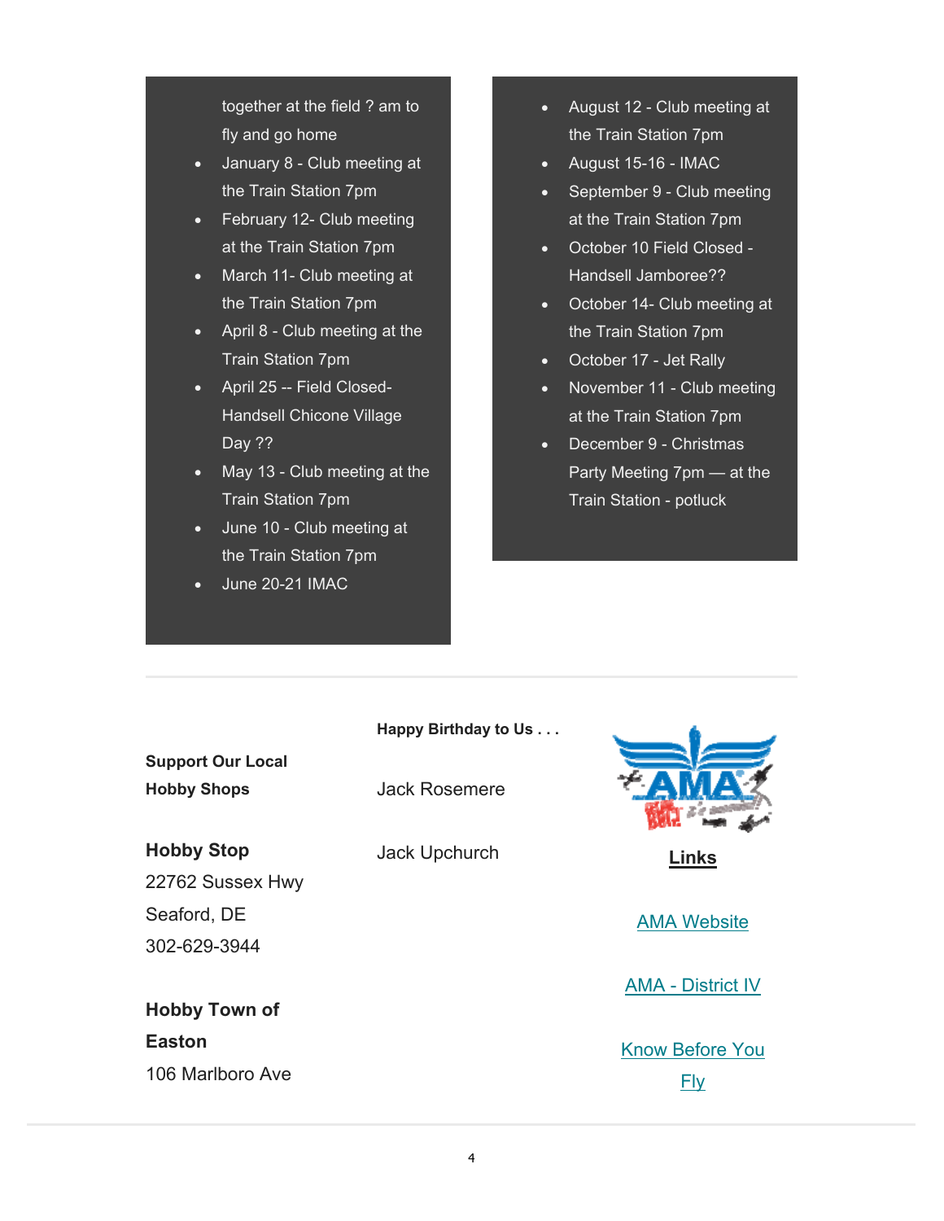together at the field ? am to fly and go home

- January 8 - Club meeting at the Train Station 7pm
- February 12- Club meeting at the Train Station 7pm
- March 11- Club meeting at the Train Station 7pm
- April 8 - Club meeting at the Train Station 7pm
- April 25 -- Field Closed- Handsell Chicone Village Day ??
- May 13 - Club meeting at the Train Station 7pm
- June 10 - Club meeting at the Train Station 7pm
- June 20-21 IMAC
- August 12 - Club meeting at the Train Station 7pm
- August 15-16 - IMAC
- September 9 - Club meeting at the Train Station 7pm
- October 10 Field Closed - Handsell Jamboree??
- October 14- Club meeting at the Train Station 7pm
- October 17 - Jet Rally
- November 11 - Club meeting at the Train Station 7pm
- December 9 - Christmas Party Meeting 7pm — at the Train Station - potluck

---

**Support Our Local Hobby Shops**

**Hobby Stop**
22762 Sussex Hwy
Seaford, DE
302-629-3944

**Hobby Town of Easton**
106 Marlboro Ave

**Happy Birthday to Us . . .**

Jack Rosemere

Jack Upchurch

**Links**

AMA Website

AMA - District IV

Know Before You Fly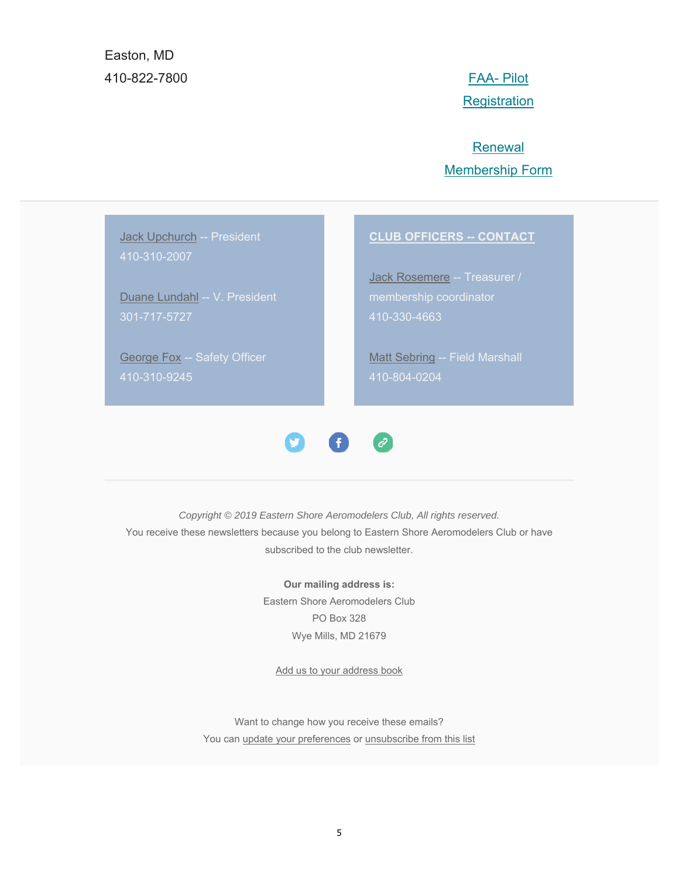Easton, MD

410-822-7800

[FAA- Pilot Registration]

[Renewal Membership Form]

**CLUB OFFICERS -- CONTACT**

Jack Upchurch -- President
410-310-2007

Duane Lundahl -- V. President
301-717-5727

George Fox -- Safety Officer
410-310-9245

Jack Rosemere -- Treasurer / membership coordinator
410-330-4663

Matt Sebring -- Field Marshall
410-804-0204

*Copyright © 2019 Eastern Shore Aeromodelers Club, All rights reserved.*
You receive these newsletters because you belong to Eastern Shore Aeromodelers Club or have subscribed to the club newsletter.

**Our mailing address is:**
Eastern Shore Aeromodelers Club
PO Box 328
Wye Mills, MD 21679

Add us to your address book

Want to change how you receive these emails?
You can update your preferences or unsubscribe from this list